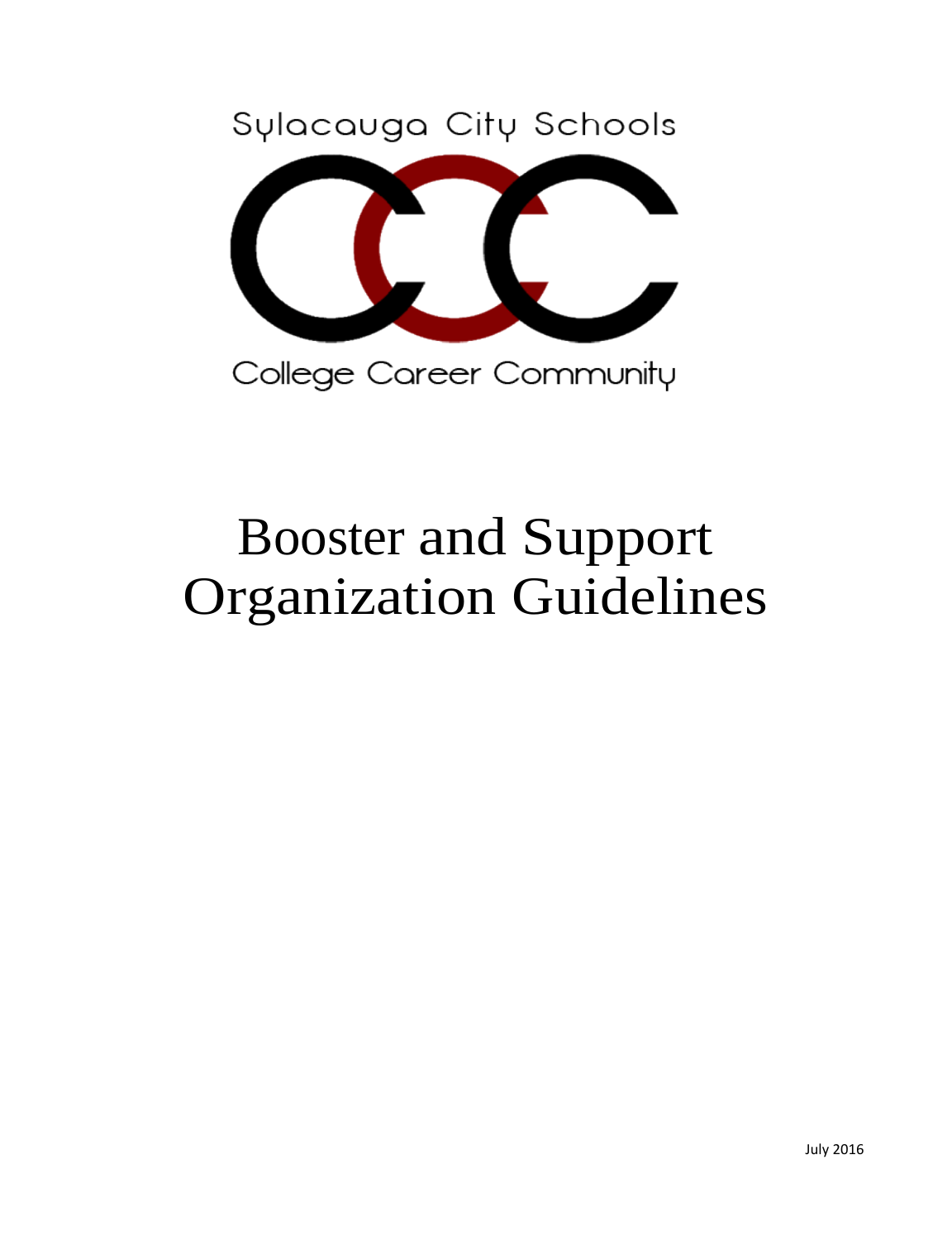Sylacauga City Schools

College Career Community

# Booster and Support Organization Guidelines

July 2016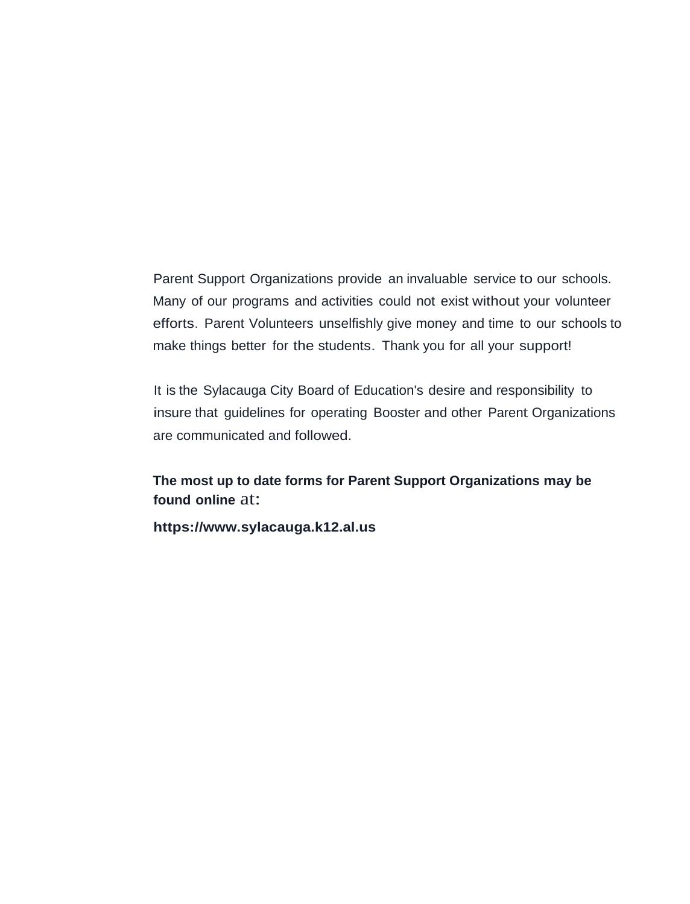Parent Support Organizations provide an invaluable service to our schools. Many of our programs and activities could not exist without your volunteer efforts. Parent Volunteers unselfishly give money and time to our schools to make things better for the students. Thank you for all your support!

It is the Sylacauga City Board of Education's desire and responsibility to insure that guidelines for operating Booster and other Parent Organizations are communicated and followed.

**The most up to date forms for Parent Support Organizations may be found online at:**

**https://www.sylacauga.k12.al.us**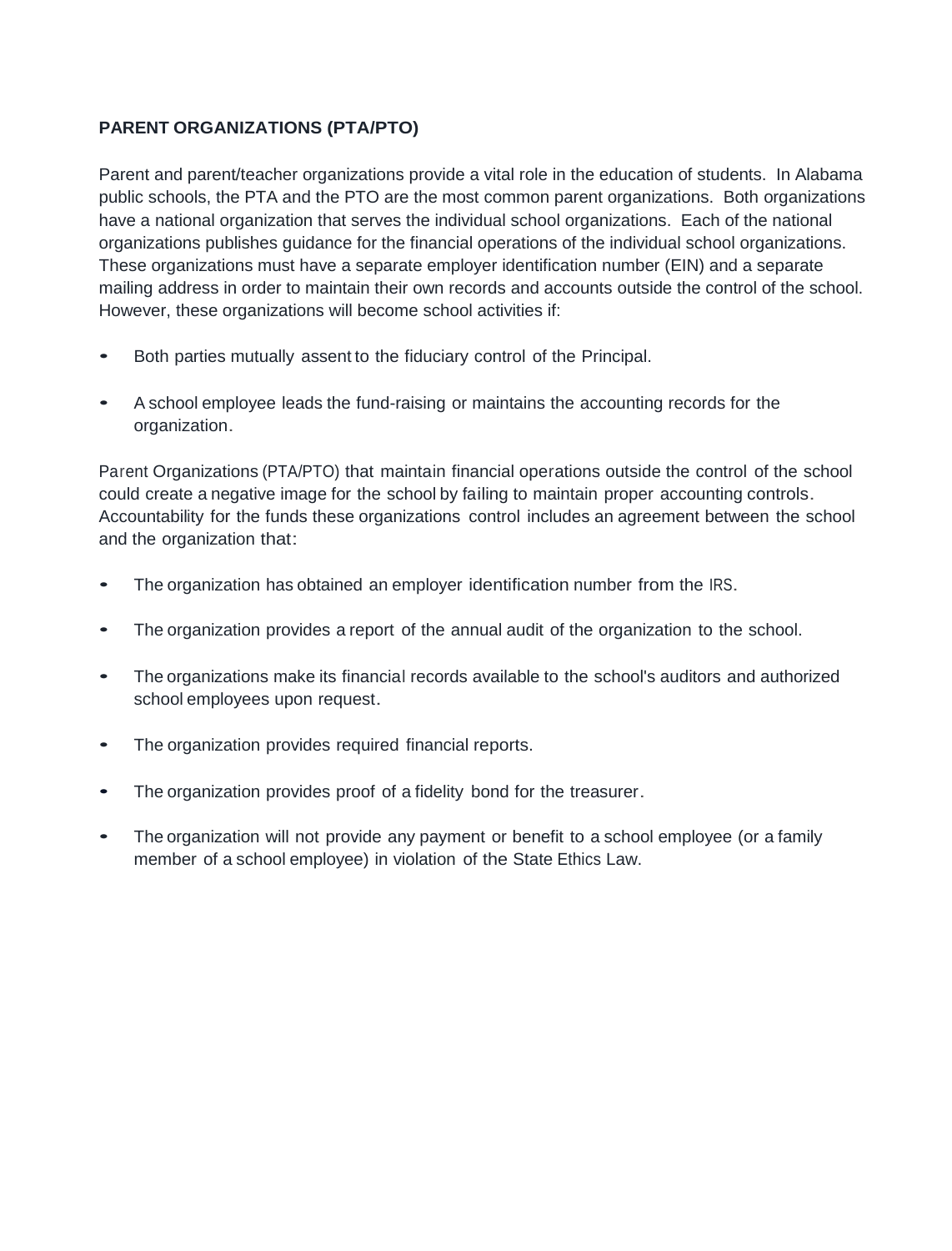## PARENT ORGANIZATIONS (PTA/PTO)

Parent and parent/teacher organizations provide a vital role in the education of students. In Alabama public schools, the PTA and the PTO are the most common parent organizations. Both organizations have a national organization that serves the individual school organizations. Each of the national organizations publishes guidance for the financial operations of the individual school organizations. These organizations must have a separate employer identification number (EIN) and a separate mailing address in order to maintain their own records and accounts outside the control of the school. However, these organizations will become school activities if:

- Both parties mutually assent to the fiduciary control of the Principal.
- A school employee leads the fund-raising or maintains the accounting records for the organization.

Parent Organizations (PTA/PTO) that maintain financial operations outside the control of the school could create a negative image for the school by failing to maintain proper accounting controls. Accountability for the funds these organizations control includes an agreement between the school and the organization that:

- The organization has obtained an employer identification number from the IRS.
- The organization provides a report of the annual audit of the organization to the school.
- The organizations make its financial records available to the school's auditors and authorized school employees upon request.
- The organization provides required financial reports.
- The organization provides proof of a fidelity bond for the treasurer.
- The organization will not provide any payment or benefit to a school employee (or a family member of a school employee) in violation of the State Ethics Law.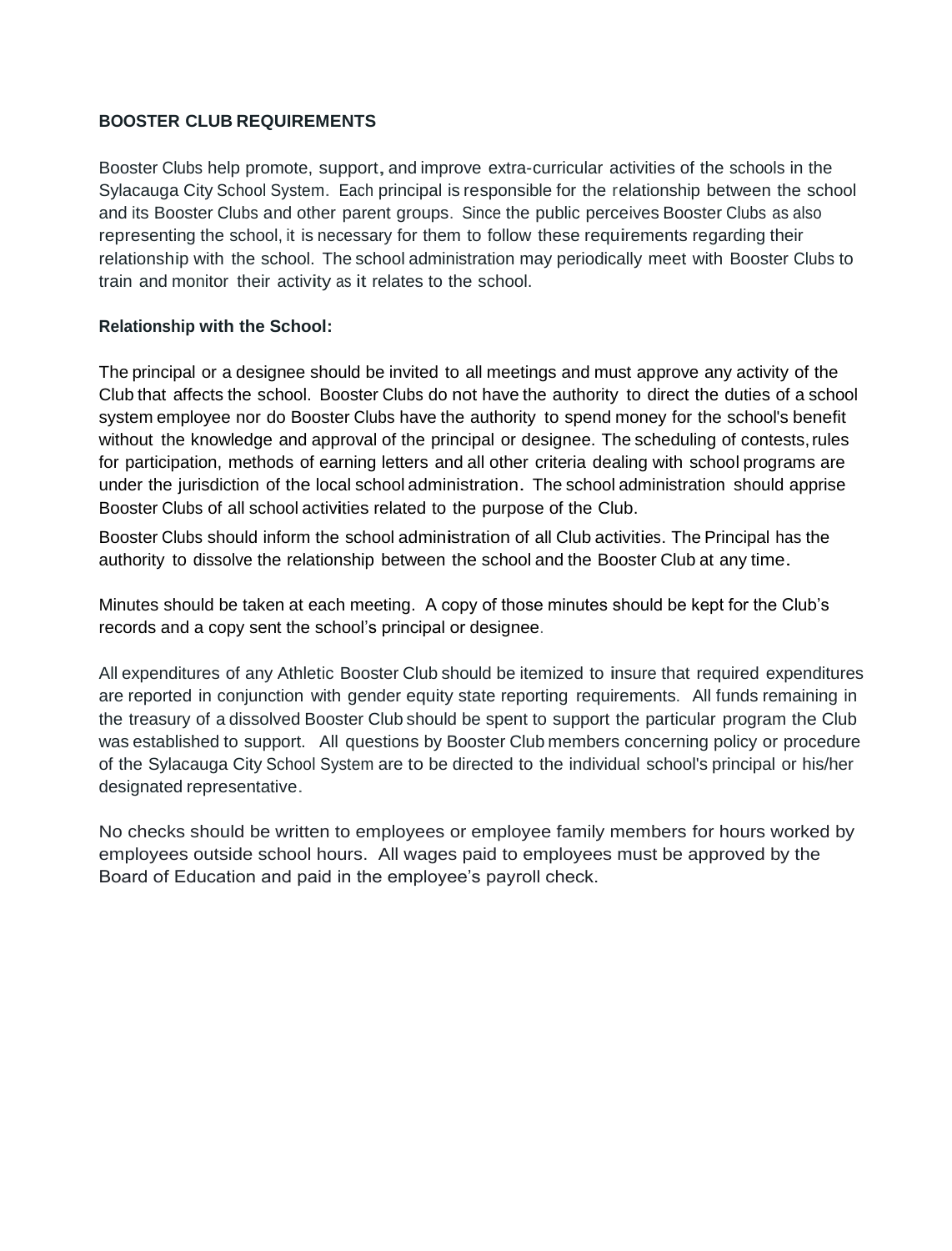## BOOSTER CLUB REQUIREMENTS

Booster Clubs help promote, support, and improve extra-curricular activities of the schools in the Sylacauga City School System. Each principal is responsible for the relationship between the school and its Booster Clubs and other parent groups. Since the public perceives Booster Clubs as also representing the school, it is necessary for them to follow these requirements regarding their relationship with the school. The school administration may periodically meet with Booster Clubs to train and monitor their activity as it relates to the school.

### Relationship with the School:

The principal or a designee should be invited to all meetings and must approve any activity of the Club that affects the school. Booster Clubs do not have the authority to direct the duties of a school system employee nor do Booster Clubs have the authority to spend money for the school's benefit without the knowledge and approval of the principal or designee. The scheduling of contests, rules for participation, methods of earning letters and all other criteria dealing with school programs are under the jurisdiction of the local school administration. The school administration should apprise Booster Clubs of all school activities related to the purpose of the Club.

Booster Clubs should inform the school administration of all Club activities. The Principal has the authority to dissolve the relationship between the school and the Booster Club at any time.

Minutes should be taken at each meeting. A copy of those minutes should be kept for the Club's records and a copy sent the school's principal or designee.

All expenditures of any Athletic Booster Club should be itemized to insure that required expenditures are reported in conjunction with gender equity state reporting requirements. All funds remaining in the treasury of a dissolved Booster Club should be spent to support the particular program the Club was established to support. All questions by Booster Club members concerning policy or procedure of the Sylacauga City School System are to be directed to the individual school's principal or his/her designated representative.

No checks should be written to employees or employee family members for hours worked by employees outside school hours. All wages paid to employees must be approved by the Board of Education and paid in the employee's payroll check.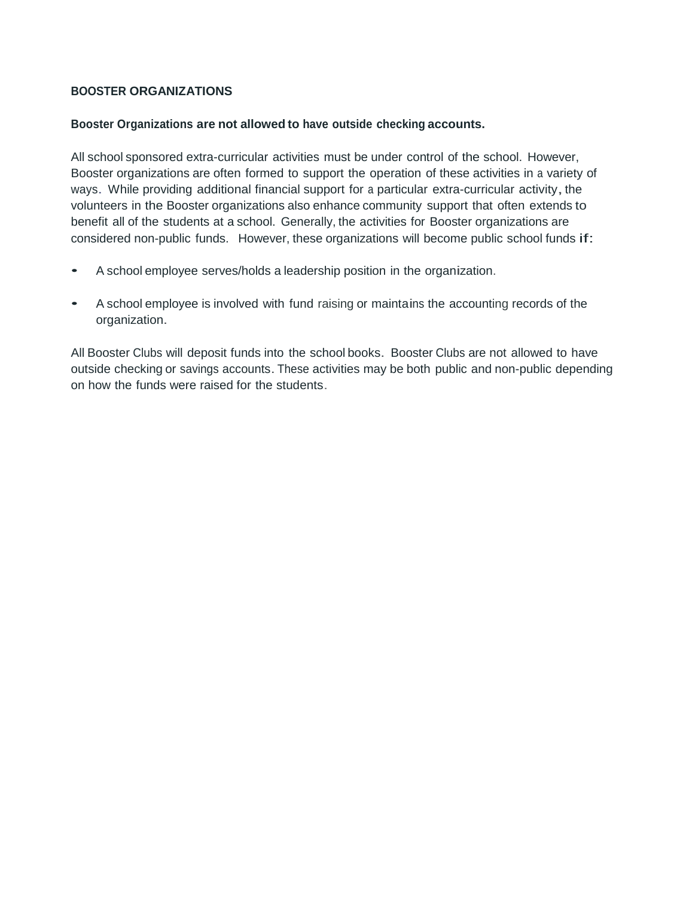## BOOSTER ORGANIZATIONS

**Booster Organizations are not allowed to have outside checking accounts.**

All school sponsored extra-curricular activities must be under control of the school. However, Booster organizations are often formed to support the operation of these activities in a variety of ways. While providing additional financial support for a particular extra-curricular activity, the volunteers in the Booster organizations also enhance community support that often extends to benefit all of the students at a school. Generally, the activities for Booster organizations are considered non-public funds. However, these organizations will become public school funds if:

- A school employee serves/holds a leadership position in the organization.
- A school employee is involved with fund raising or maintains the accounting records of the organization.

All Booster Clubs will deposit funds into the school books. Booster Clubs are not allowed to have outside checking or savings accounts. These activities may be both public and non-public depending on how the funds were raised for the students.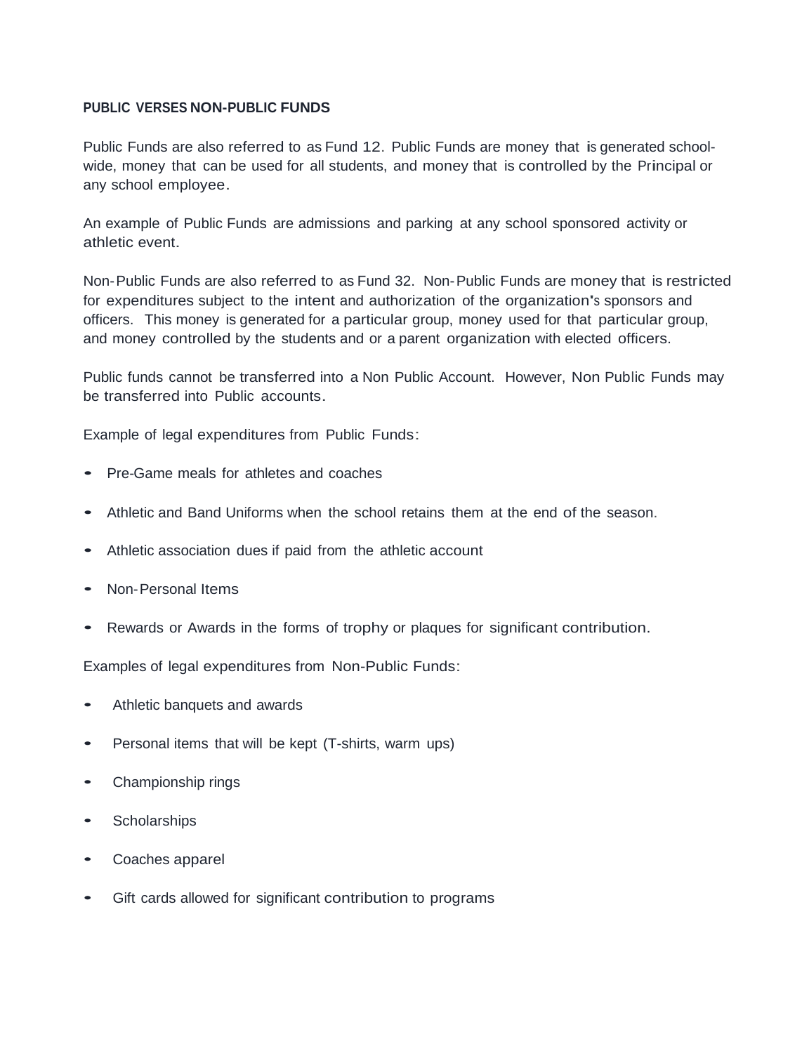**PUBLIC VERSES NON-PUBLIC FUNDS**

Public Funds are also referred to as Fund 12. Public Funds are money that is generated school-wide, money that can be used for all students, and money that is controlled by the Principal or any school employee.

An example of Public Funds are admissions and parking at any school sponsored activity or athletic event.

Non-Public Funds are also referred to as Fund 32. Non-Public Funds are money that is restricted for expenditures subject to the intent and authorization of the organization's sponsors and officers. This money is generated for a particular group, money used for that particular group, and money controlled by the students and or a parent organization with elected officers.

Public funds cannot be transferred into a Non Public Account. However, Non Public Funds may be transferred into Public accounts.

Example of legal expenditures from Public Funds:

- Pre-Game meals for athletes and coaches
- Athletic and Band Uniforms when the school retains them at the end of the season.
- Athletic association dues if paid from the athletic account
- Non-Personal Items
- Rewards or Awards in the forms of trophy or plaques for significant contribution.

Examples of legal expenditures from Non-Public Funds:

- Athletic banquets and awards
- Personal items that will be kept (T-shirts, warm ups)
- Championship rings
- Scholarships
- Coaches apparel
- Gift cards allowed for significant contribution to programs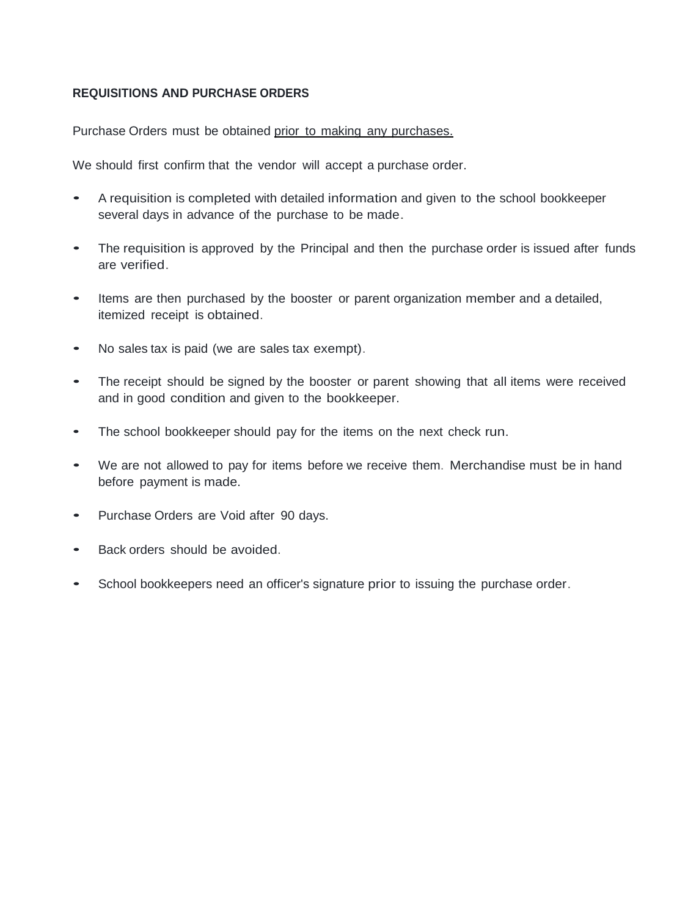## REQUISITIONS AND PURCHASE ORDERS

Purchase Orders must be obtained <u>prior to making any purchases.</u>

We should first confirm that the vendor will accept a purchase order.

- A requisition is completed with detailed information and given to the school bookkeeper several days in advance of the purchase to be made.
- The requisition is approved by the Principal and then the purchase order is issued after funds are verified.
- Items are then purchased by the booster or parent organization member and a detailed, itemized receipt is obtained.
- No sales tax is paid (we are sales tax exempt).
- The receipt should be signed by the booster or parent showing that all items were received and in good condition and given to the bookkeeper.
- The school bookkeeper should pay for the items on the next check run.
- We are not allowed to pay for items before we receive them. Merchandise must be in hand before payment is made.
- Purchase Orders are Void after 90 days.
- Back orders should be avoided.
- School bookkeepers need an officer's signature prior to issuing the purchase order.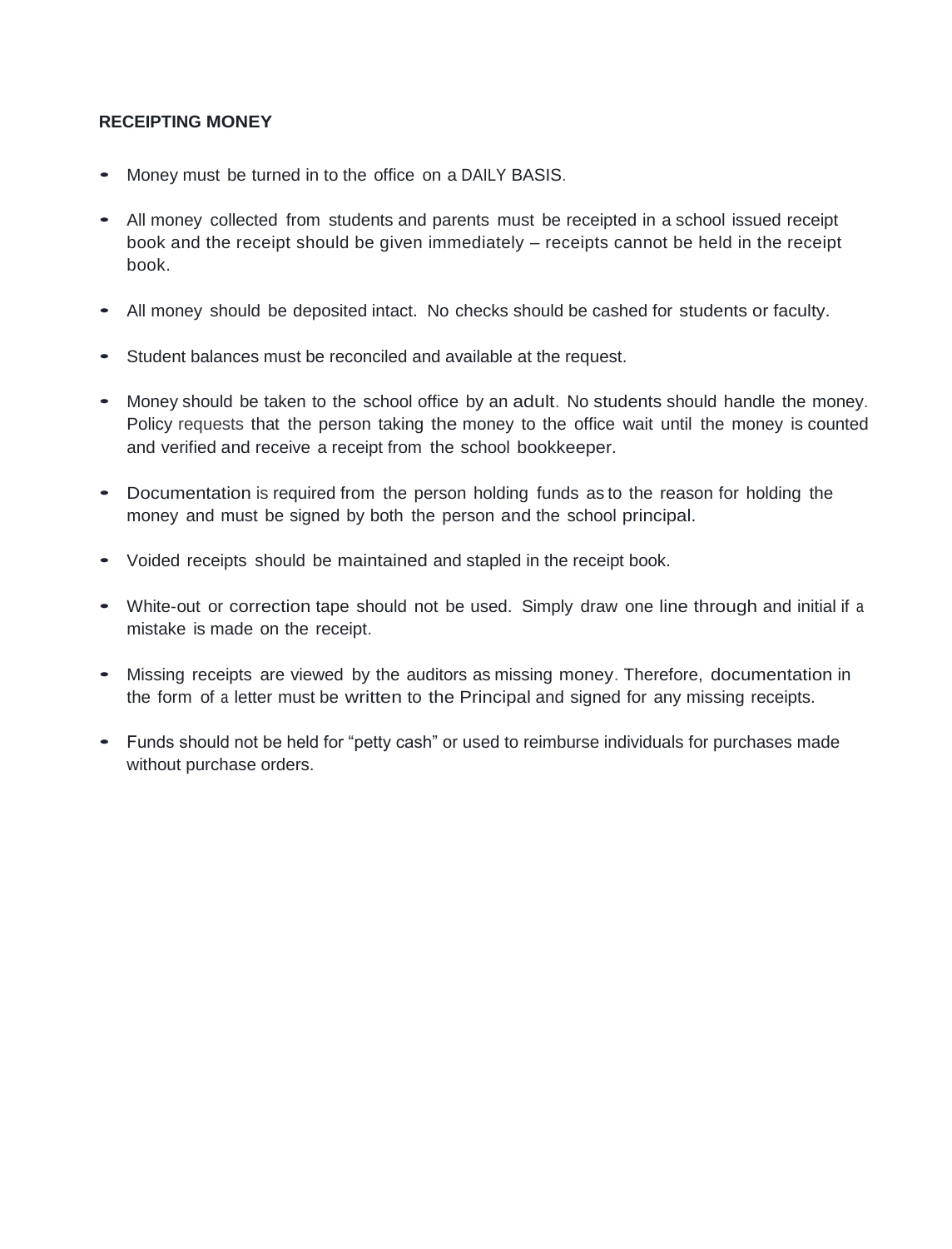**RECEIPTING MONEY**

- Money must be turned in to the office on a DAILY BASIS.
- All money collected from students and parents must be receipted in a school issued receipt book and the receipt should be given immediately – receipts cannot be held in the receipt book.
- All money should be deposited intact. No checks should be cashed for students or faculty.
- Student balances must be reconciled and available at the request.
- Money should be taken to the school office by an adult. No students should handle the money. Policy requests that the person taking the money to the office wait until the money is counted and verified and receive a receipt from the school bookkeeper.
- Documentation is required from the person holding funds as to the reason for holding the money and must be signed by both the person and the school principal.
- Voided receipts should be maintained and stapled in the receipt book.
- White-out or correction tape should not be used. Simply draw one line through and initial if a mistake is made on the receipt.
- Missing receipts are viewed by the auditors as missing money. Therefore, documentation in the form of a letter must be written to the Principal and signed for any missing receipts.
- Funds should not be held for "petty cash" or used to reimburse individuals for purchases made without purchase orders.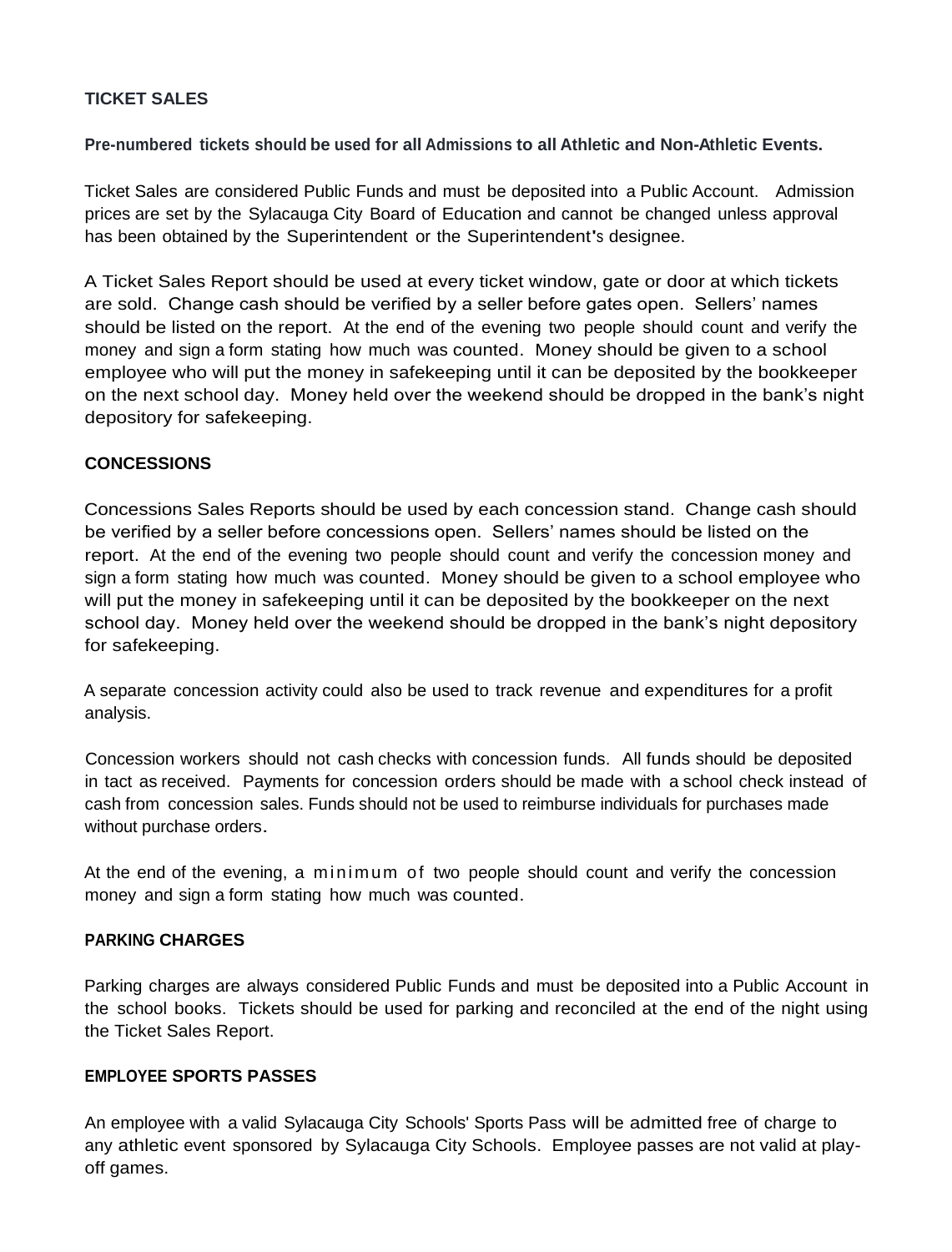## TICKET SALES

**Pre-numbered tickets should be used for all Admissions to all Athletic and Non-Athletic Events.**

Ticket Sales are considered Public Funds and must be deposited into a Public Account. Admission prices are set by the Sylacauga City Board of Education and cannot be changed unless approval has been obtained by the Superintendent or the Superintendent's designee.

A Ticket Sales Report should be used at every ticket window, gate or door at which tickets are sold. Change cash should be verified by a seller before gates open. Sellers' names should be listed on the report. At the end of the evening two people should count and verify the money and sign a form stating how much was counted. Money should be given to a school employee who will put the money in safekeeping until it can be deposited by the bookkeeper on the next school day. Money held over the weekend should be dropped in the bank's night depository for safekeeping.

## CONCESSIONS

Concessions Sales Reports should be used by each concession stand. Change cash should be verified by a seller before concessions open. Sellers' names should be listed on the report. At the end of the evening two people should count and verify the concession money and sign a form stating how much was counted. Money should be given to a school employee who will put the money in safekeeping until it can be deposited by the bookkeeper on the next school day. Money held over the weekend should be dropped in the bank's night depository for safekeeping.

A separate concession activity could also be used to track revenue and expenditures for a profit analysis.

Concession workers should not cash checks with concession funds. All funds should be deposited in tact as received. Payments for concession orders should be made with a school check instead of cash from concession sales. Funds should not be used to reimburse individuals for purchases made without purchase orders.

At the end of the evening, a minimum of two people should count and verify the concession money and sign a form stating how much was counted.

## PARKING CHARGES

Parking charges are always considered Public Funds and must be deposited into a Public Account in the school books. Tickets should be used for parking and reconciled at the end of the night using the Ticket Sales Report.

## EMPLOYEE SPORTS PASSES

An employee with a valid Sylacauga City Schools' Sports Pass will be admitted free of charge to any athletic event sponsored by Sylacauga City Schools. Employee passes are not valid at play-off games.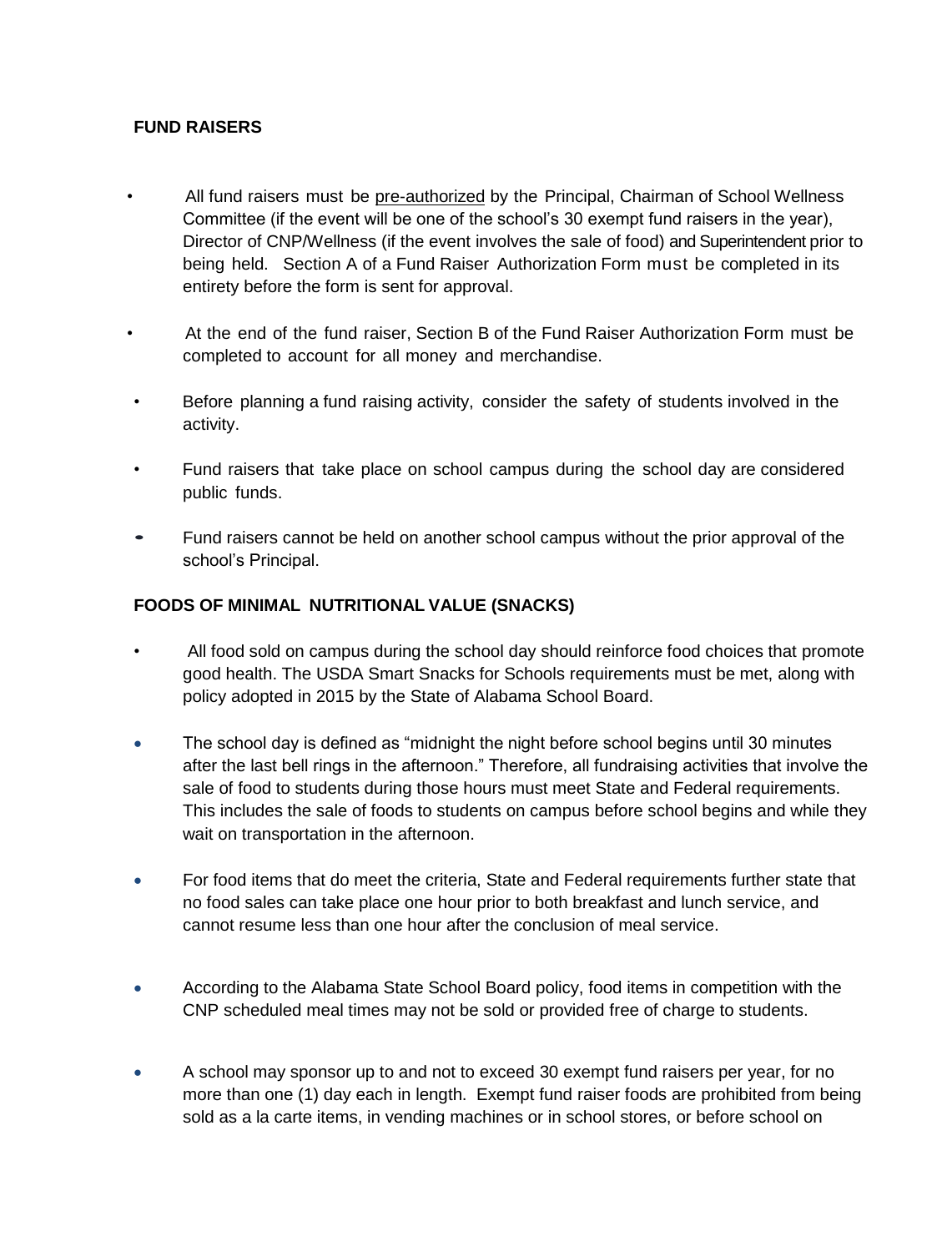## FUND RAISERS

- All fund raisers must be pre-authorized by the Principal, Chairman of School Wellness Committee (if the event will be one of the school's 30 exempt fund raisers in the year), Director of CNP/Wellness (if the event involves the sale of food) and Superintendent prior to being held. Section A of a Fund Raiser Authorization Form must be completed in its entirety before the form is sent for approval.
- At the end of the fund raiser, Section B of the Fund Raiser Authorization Form must be completed to account for all money and merchandise.
- Before planning a fund raising activity, consider the safety of students involved in the activity.
- Fund raisers that take place on school campus during the school day are considered public funds.
- Fund raisers cannot be held on another school campus without the prior approval of the school's Principal.

## FOODS OF MINIMAL NUTRITIONAL VALUE (SNACKS)

- All food sold on campus during the school day should reinforce food choices that promote good health. The USDA Smart Snacks for Schools requirements must be met, along with policy adopted in 2015 by the State of Alabama School Board.
- The school day is defined as "midnight the night before school begins until 30 minutes after the last bell rings in the afternoon." Therefore, all fundraising activities that involve the sale of food to students during those hours must meet State and Federal requirements. This includes the sale of foods to students on campus before school begins and while they wait on transportation in the afternoon.
- For food items that do meet the criteria, State and Federal requirements further state that no food sales can take place one hour prior to both breakfast and lunch service, and cannot resume less than one hour after the conclusion of meal service.
- According to the Alabama State School Board policy, food items in competition with the CNP scheduled meal times may not be sold or provided free of charge to students.
- A school may sponsor up to and not to exceed 30 exempt fund raisers per year, for no more than one (1) day each in length. Exempt fund raiser foods are prohibited from being sold as a la carte items, in vending machines or in school stores, or before school on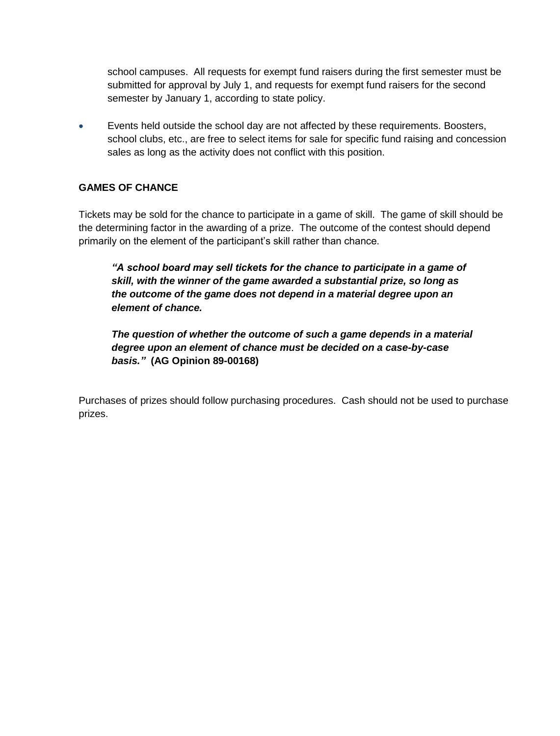school campuses. All requests for exempt fund raisers during the first semester must be submitted for approval by July 1, and requests for exempt fund raisers for the second semester by January 1, according to state policy.

- Events held outside the school day are not affected by these requirements. Boosters, school clubs, etc., are free to select items for sale for specific fund raising and concession sales as long as the activity does not conflict with this position.

**GAMES OF CHANCE**

Tickets may be sold for the chance to participate in a game of skill. The game of skill should be the determining factor in the awarding of a prize. The outcome of the contest should depend primarily on the element of the participant's skill rather than chance.

> ***"A school board may sell tickets for the chance to participate in a game of skill, with the winner of the game awarded a substantial prize, so long as the outcome of the game does not depend in a material degree upon an element of chance.***
>
> ***The question of whether the outcome of such a game depends in a material degree upon an element of chance must be decided on a case-by-case basis."*** **(AG Opinion 89-00168)**

Purchases of prizes should follow purchasing procedures. Cash should not be used to purchase prizes.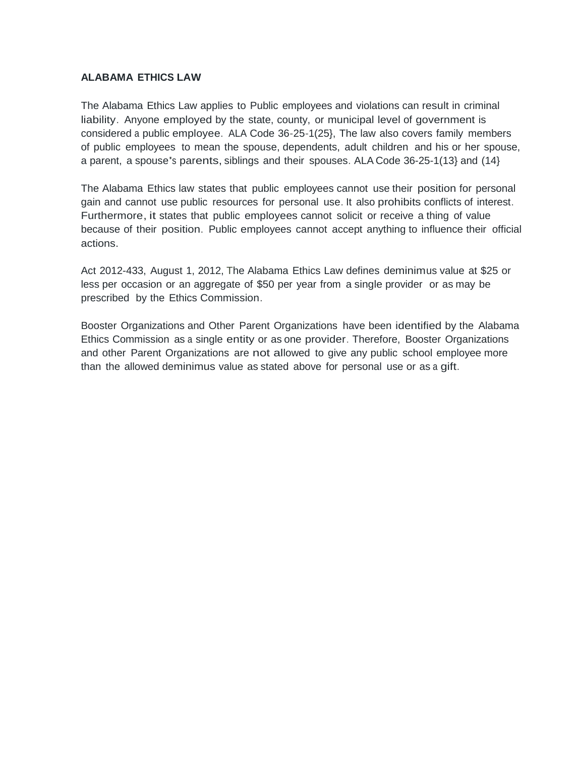**ALABAMA ETHICS LAW**

The Alabama Ethics Law applies to Public employees and violations can result in criminal liability. Anyone employed by the state, county, or municipal level of government is considered a public employee. ALA Code 36-25-1(25}, The law also covers family members of public employees to mean the spouse, dependents, adult children and his or her spouse, a parent, a spouse's parents, siblings and their spouses. ALA Code 36-25-1(13} and (14}

The Alabama Ethics law states that public employees cannot use their position for personal gain and cannot use public resources for personal use. It also prohibits conflicts of interest. Furthermore, it states that public employees cannot solicit or receive a thing of value because of their position. Public employees cannot accept anything to influence their official actions.

Act 2012-433, August 1, 2012, The Alabama Ethics Law defines deminimus value at $25 or less per occasion or an aggregate of $50 per year from a single provider or as may be prescribed by the Ethics Commission.

Booster Organizations and Other Parent Organizations have been identified by the Alabama Ethics Commission as a single entity or as one provider. Therefore, Booster Organizations and other Parent Organizations are not allowed to give any public school employee more than the allowed deminimus value as stated above for personal use or as a gift.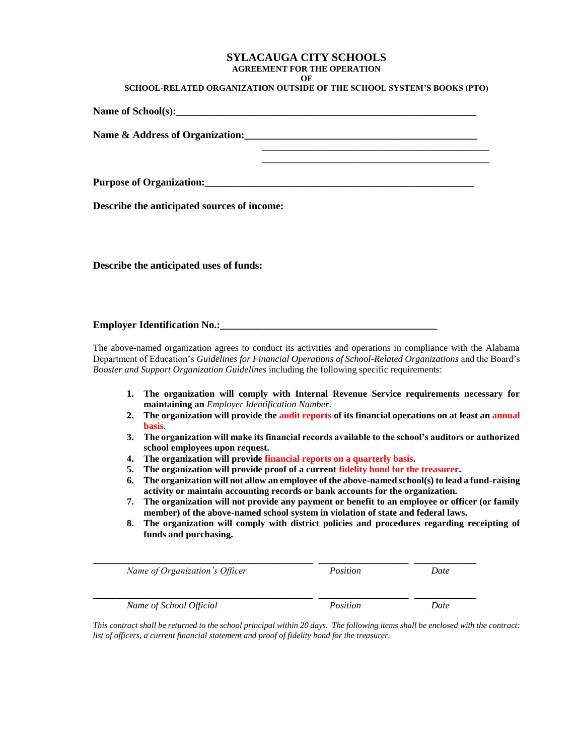# SYLACAUGA CITY SCHOOLS

**AGREEMENT FOR THE OPERATION**

**OF**

**SCHOOL-RELATED ORGANIZATION OUTSIDE OF THE SCHOOL SYSTEM'S BOOKS (PTO)**

**Name of School(s):**_______________________________________________________________

**Name & Address of Organization:**_______________________________________________

_______________________________________________

_______________________________________________

**Purpose of Organization:**_______________________________________________________

**Describe the anticipated sources of income:**

**Describe the anticipated uses of funds:**

**Employer Identification No.:**___________________________________________

The above-named organization agrees to conduct its activities and operations in compliance with the Alabama Department of Education's *Guidelines for Financial Operations of School-Related Organizations* and the Board's *Booster and Support Organization Guidelines* including the following specific requirements:

1. **The organization will comply with Internal Revenue Service requirements necessary for maintaining an** *Employer Identification Number*.
2. **The organization will provide the audit reports of its financial operations on at least an annual basis**.
3. **The organization will make its financial records available to the school's auditors or authorized school employees upon request.**
4. **The organization will provide financial reports on a quarterly basis.**
5. **The organization will provide proof of a current fidelity bond for the treasurer.**
6. **The organization will not allow an employee of the above-named school(s) to lead a fund-raising activity or maintain accounting records or bank accounts for the organization.**
7. **The organization will not provide any payment or benefit to an employee or officer (or family member) of the above-named school system in violation of state and federal laws.**
8. **The organization will comply with district policies and procedures regarding receipting of funds and purchasing.**

| _______________________________ | _______________ | __________ |
|---|---|---|
| *Name of Organization's Officer* | *Position* | *Date* |
| _______________________________ | _______________ | __________ |
| *Name of School Official* | *Position* | *Date* |

*This contract shall be returned to the school principal within 20 days. The following items shall be enclosed with the contract: list of officers, a current financial statement and proof of fidelity bond for the treasurer.*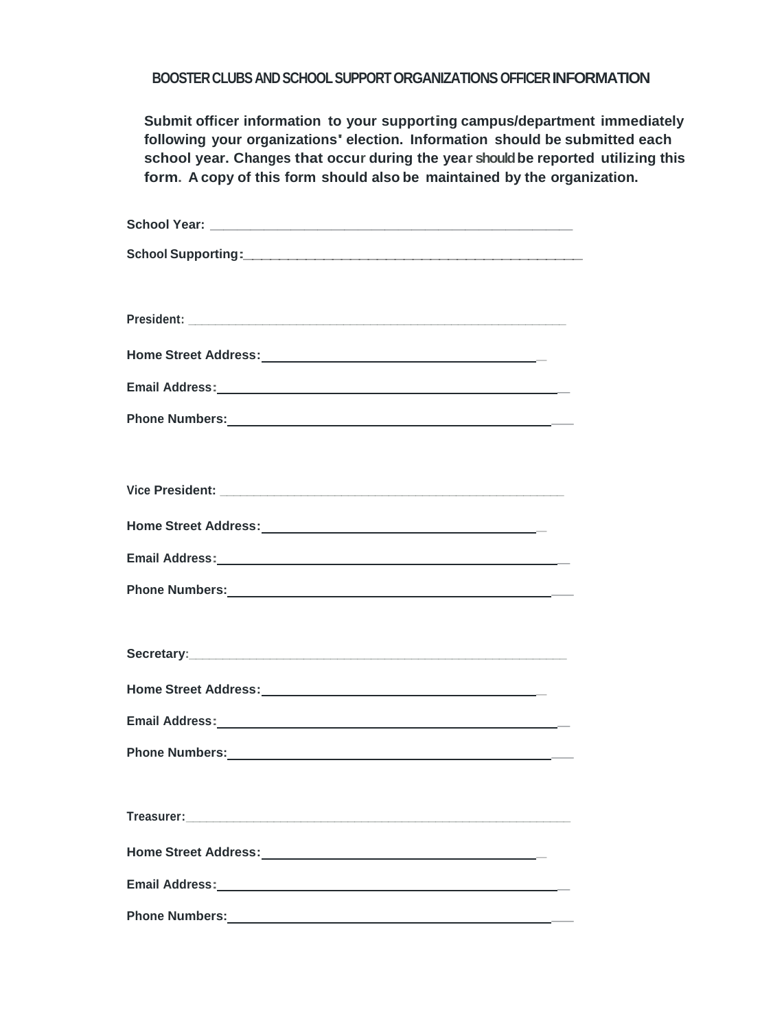# BOOSTER CLUBS AND SCHOOL SUPPORT ORGANIZATIONS OFFICER INFORMATION

**Submit officer information to your supporting campus/department immediately following your organizations' election. Information should be submitted each school year. Changes that occur during the year should be reported utilizing this form. A copy of this form should also be maintained by the organization.**

**School Year:** ____________________________________________________

**School Supporting:** ____________________________________________________

**President:** ____________________________________________________

**Home Street Address:** ________________________________________

**Email Address:** ____________________________________________________

**Phone Numbers:** ____________________________________________________

**Vice President:** ____________________________________________________

**Home Street Address:** ________________________________________

**Email Address:** ____________________________________________________

**Phone Numbers:** ____________________________________________________

**Secretary:** ____________________________________________________

**Home Street Address:** ________________________________________

**Email Address:** ____________________________________________________

**Phone Numbers:** ____________________________________________________

**Treasurer:** ____________________________________________________

**Home Street Address:** ________________________________________

**Email Address:** ____________________________________________________

**Phone Numbers:** ____________________________________________________